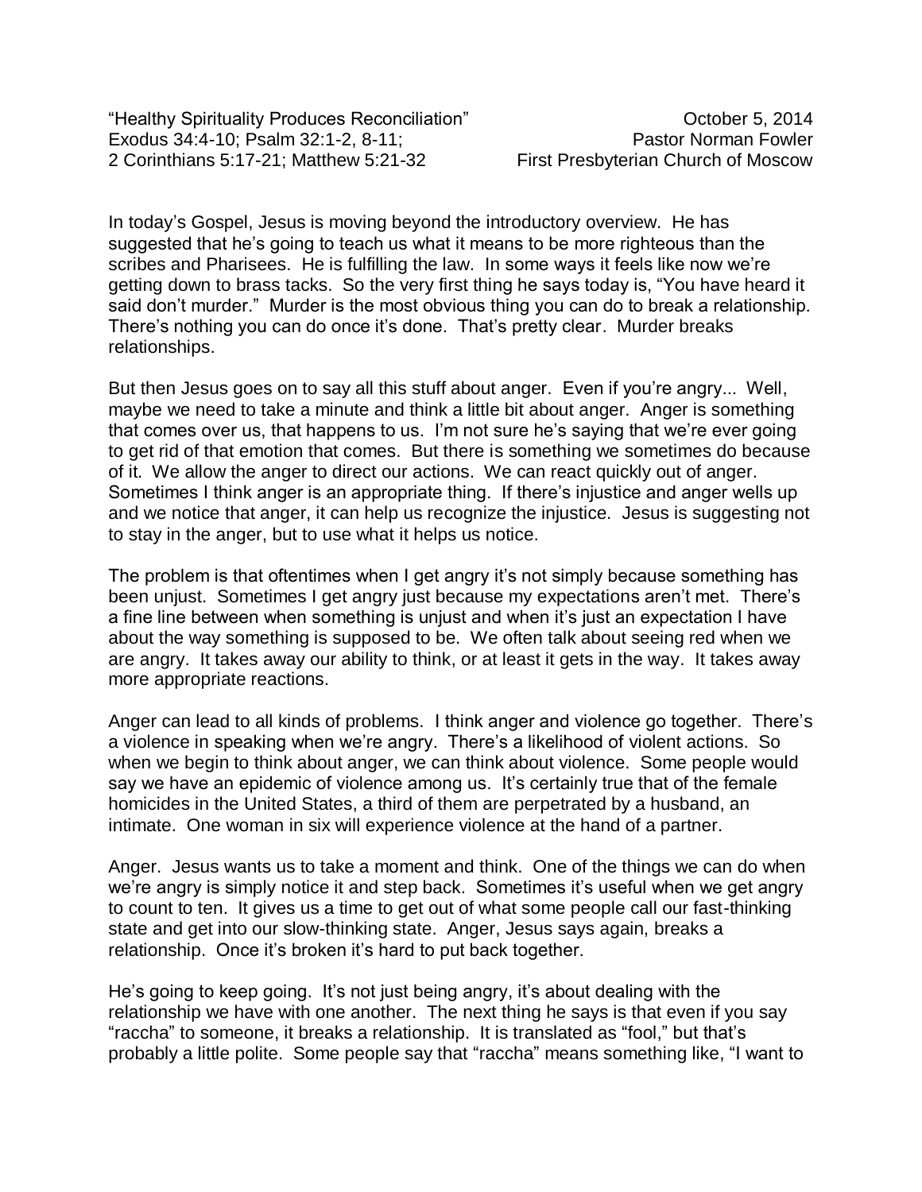"Healthy Spirituality Produces Reconciliation"
Exodus 34:4-10; Psalm 32:1-2, 8-11;
2 Corinthians 5:17-21; Matthew 5:21-32

October 5, 2014
Pastor Norman Fowler
First Presbyterian Church of Moscow

In today's Gospel, Jesus is moving beyond the introductory overview. He has suggested that he's going to teach us what it means to be more righteous than the scribes and Pharisees. He is fulfilling the law. In some ways it feels like now we're getting down to brass tacks. So the very first thing he says today is, "You have heard it said don't murder." Murder is the most obvious thing you can do to break a relationship. There's nothing you can do once it's done. That's pretty clear. Murder breaks relationships.

But then Jesus goes on to say all this stuff about anger. Even if you're angry... Well, maybe we need to take a minute and think a little bit about anger. Anger is something that comes over us, that happens to us. I'm not sure he's saying that we're ever going to get rid of that emotion that comes. But there is something we sometimes do because of it. We allow the anger to direct our actions. We can react quickly out of anger. Sometimes I think anger is an appropriate thing. If there's injustice and anger wells up and we notice that anger, it can help us recognize the injustice. Jesus is suggesting not to stay in the anger, but to use what it helps us notice.

The problem is that oftentimes when I get angry it's not simply because something has been unjust. Sometimes I get angry just because my expectations aren't met. There's a fine line between when something is unjust and when it's just an expectation I have about the way something is supposed to be. We often talk about seeing red when we are angry. It takes away our ability to think, or at least it gets in the way. It takes away more appropriate reactions.

Anger can lead to all kinds of problems. I think anger and violence go together. There's a violence in speaking when we're angry. There's a likelihood of violent actions. So when we begin to think about anger, we can think about violence. Some people would say we have an epidemic of violence among us. It's certainly true that of the female homicides in the United States, a third of them are perpetrated by a husband, an intimate. One woman in six will experience violence at the hand of a partner.

Anger. Jesus wants us to take a moment and think. One of the things we can do when we're angry is simply notice it and step back. Sometimes it's useful when we get angry to count to ten. It gives us a time to get out of what some people call our fast-thinking state and get into our slow-thinking state. Anger, Jesus says again, breaks a relationship. Once it's broken it's hard to put back together.

He's going to keep going. It's not just being angry, it's about dealing with the relationship we have with one another. The next thing he says is that even if you say "raccha" to someone, it breaks a relationship. It is translated as "fool," but that's probably a little polite. Some people say that "raccha" means something like, "I want to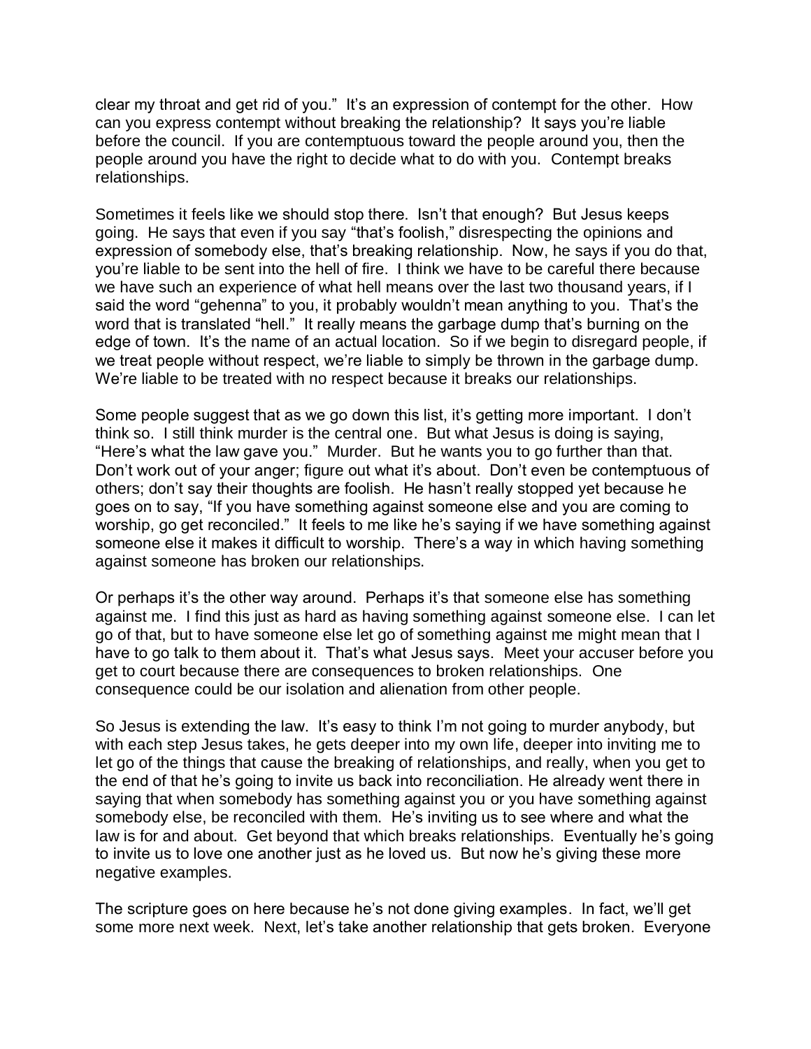clear my throat and get rid of you." It's an expression of contempt for the other. How can you express contempt without breaking the relationship? It says you're liable before the council. If you are contemptuous toward the people around you, then the people around you have the right to decide what to do with you. Contempt breaks relationships.

Sometimes it feels like we should stop there. Isn't that enough? But Jesus keeps going. He says that even if you say "that's foolish," disrespecting the opinions and expression of somebody else, that's breaking relationship. Now, he says if you do that, you're liable to be sent into the hell of fire. I think we have to be careful there because we have such an experience of what hell means over the last two thousand years, if I said the word "gehenna" to you, it probably wouldn't mean anything to you. That's the word that is translated "hell." It really means the garbage dump that's burning on the edge of town. It's the name of an actual location. So if we begin to disregard people, if we treat people without respect, we're liable to simply be thrown in the garbage dump. We're liable to be treated with no respect because it breaks our relationships.

Some people suggest that as we go down this list, it's getting more important. I don't think so. I still think murder is the central one. But what Jesus is doing is saying, "Here's what the law gave you." Murder. But he wants you to go further than that. Don't work out of your anger; figure out what it's about. Don't even be contemptuous of others; don't say their thoughts are foolish. He hasn't really stopped yet because he goes on to say, "If you have something against someone else and you are coming to worship, go get reconciled." It feels to me like he's saying if we have something against someone else it makes it difficult to worship. There's a way in which having something against someone has broken our relationships.

Or perhaps it's the other way around. Perhaps it's that someone else has something against me. I find this just as hard as having something against someone else. I can let go of that, but to have someone else let go of something against me might mean that I have to go talk to them about it. That's what Jesus says. Meet your accuser before you get to court because there are consequences to broken relationships. One consequence could be our isolation and alienation from other people.

So Jesus is extending the law. It's easy to think I'm not going to murder anybody, but with each step Jesus takes, he gets deeper into my own life, deeper into inviting me to let go of the things that cause the breaking of relationships, and really, when you get to the end of that he's going to invite us back into reconciliation. He already went there in saying that when somebody has something against you or you have something against somebody else, be reconciled with them. He's inviting us to see where and what the law is for and about. Get beyond that which breaks relationships. Eventually he's going to invite us to love one another just as he loved us. But now he's giving these more negative examples.

The scripture goes on here because he's not done giving examples. In fact, we'll get some more next week. Next, let's take another relationship that gets broken. Everyone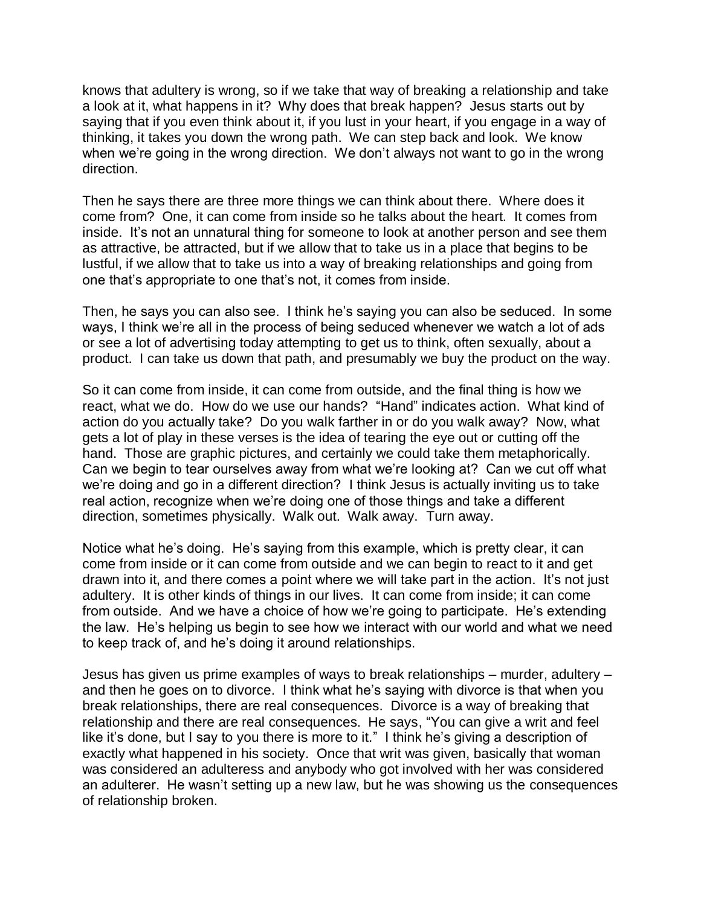knows that adultery is wrong, so if we take that way of breaking a relationship and take a look at it, what happens in it? Why does that break happen? Jesus starts out by saying that if you even think about it, if you lust in your heart, if you engage in a way of thinking, it takes you down the wrong path. We can step back and look. We know when we're going in the wrong direction. We don't always not want to go in the wrong direction.

Then he says there are three more things we can think about there. Where does it come from? One, it can come from inside so he talks about the heart. It comes from inside. It's not an unnatural thing for someone to look at another person and see them as attractive, be attracted, but if we allow that to take us in a place that begins to be lustful, if we allow that to take us into a way of breaking relationships and going from one that's appropriate to one that's not, it comes from inside.

Then, he says you can also see. I think he's saying you can also be seduced. In some ways, I think we're all in the process of being seduced whenever we watch a lot of ads or see a lot of advertising today attempting to get us to think, often sexually, about a product. I can take us down that path, and presumably we buy the product on the way.

So it can come from inside, it can come from outside, and the final thing is how we react, what we do. How do we use our hands? "Hand" indicates action. What kind of action do you actually take? Do you walk farther in or do you walk away? Now, what gets a lot of play in these verses is the idea of tearing the eye out or cutting off the hand. Those are graphic pictures, and certainly we could take them metaphorically. Can we begin to tear ourselves away from what we're looking at? Can we cut off what we're doing and go in a different direction? I think Jesus is actually inviting us to take real action, recognize when we're doing one of those things and take a different direction, sometimes physically. Walk out. Walk away. Turn away.

Notice what he's doing. He's saying from this example, which is pretty clear, it can come from inside or it can come from outside and we can begin to react to it and get drawn into it, and there comes a point where we will take part in the action. It's not just adultery. It is other kinds of things in our lives. It can come from inside; it can come from outside. And we have a choice of how we're going to participate. He's extending the law. He's helping us begin to see how we interact with our world and what we need to keep track of, and he's doing it around relationships.

Jesus has given us prime examples of ways to break relationships – murder, adultery – and then he goes on to divorce. I think what he's saying with divorce is that when you break relationships, there are real consequences. Divorce is a way of breaking that relationship and there are real consequences. He says, "You can give a writ and feel like it's done, but I say to you there is more to it." I think he's giving a description of exactly what happened in his society. Once that writ was given, basically that woman was considered an adulteress and anybody who got involved with her was considered an adulterer. He wasn't setting up a new law, but he was showing us the consequences of relationship broken.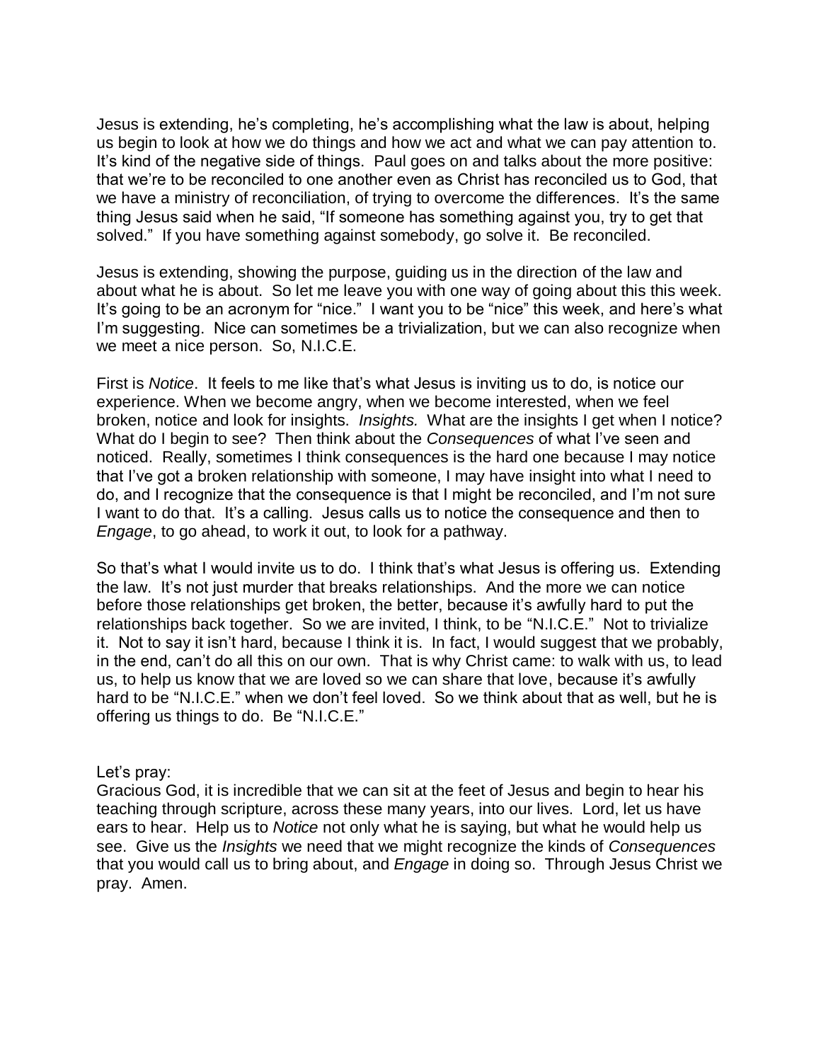Jesus is extending, he's completing, he's accomplishing what the law is about, helping us begin to look at how we do things and how we act and what we can pay attention to. It's kind of the negative side of things. Paul goes on and talks about the more positive: that we're to be reconciled to one another even as Christ has reconciled us to God, that we have a ministry of reconciliation, of trying to overcome the differences. It's the same thing Jesus said when he said, "If someone has something against you, try to get that solved." If you have something against somebody, go solve it. Be reconciled.

Jesus is extending, showing the purpose, guiding us in the direction of the law and about what he is about. So let me leave you with one way of going about this this week. It's going to be an acronym for "nice." I want you to be "nice" this week, and here's what I'm suggesting. Nice can sometimes be a trivialization, but we can also recognize when we meet a nice person. So, N.I.C.E.

First is *Notice*. It feels to me like that's what Jesus is inviting us to do, is notice our experience. When we become angry, when we become interested, when we feel broken, notice and look for insights. *Insights.* What are the insights I get when I notice? What do I begin to see? Then think about the *Consequences* of what I've seen and noticed. Really, sometimes I think consequences is the hard one because I may notice that I've got a broken relationship with someone, I may have insight into what I need to do, and I recognize that the consequence is that I might be reconciled, and I'm not sure I want to do that. It's a calling. Jesus calls us to notice the consequence and then to *Engage*, to go ahead, to work it out, to look for a pathway.

So that's what I would invite us to do. I think that's what Jesus is offering us. Extending the law. It's not just murder that breaks relationships. And the more we can notice before those relationships get broken, the better, because it's awfully hard to put the relationships back together. So we are invited, I think, to be "N.I.C.E." Not to trivialize it. Not to say it isn't hard, because I think it is. In fact, I would suggest that we probably, in the end, can't do all this on our own. That is why Christ came: to walk with us, to lead us, to help us know that we are loved so we can share that love, because it's awfully hard to be "N.I.C.E." when we don't feel loved. So we think about that as well, but he is offering us things to do. Be "N.I.C.E."

Let's pray:
Gracious God, it is incredible that we can sit at the feet of Jesus and begin to hear his teaching through scripture, across these many years, into our lives. Lord, let us have ears to hear. Help us to *Notice* not only what he is saying, but what he would help us see. Give us the *Insights* we need that we might recognize the kinds of *Consequences* that you would call us to bring about, and *Engage* in doing so. Through Jesus Christ we pray. Amen.